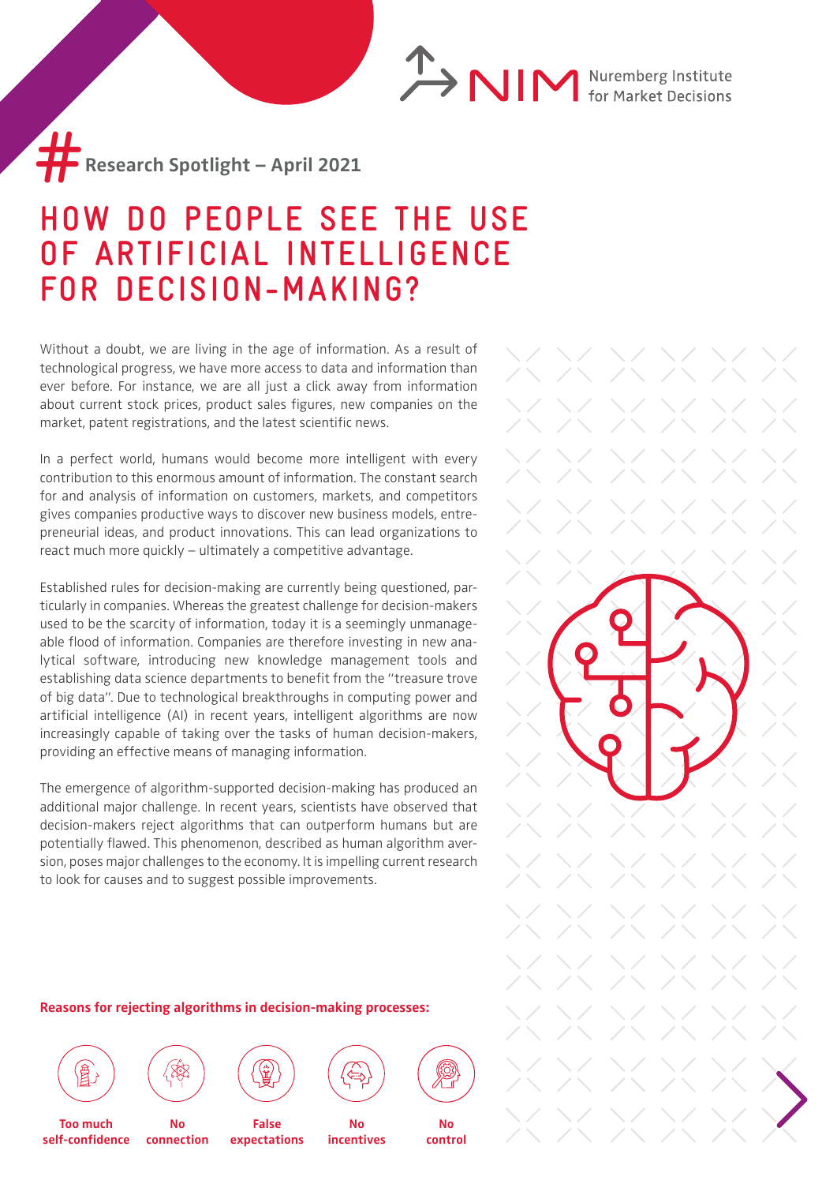# Research Spotlight – April 2021

# HOW DO PEOPLE SEE THE USE OF ARTIFICIAL INTELLIGENCE FOR DECISION-MAKING?

Without a doubt, we are living in the age of information. As a result of technological progress, we have more access to data and information than ever before. For instance, we are all just a click away from information about current stock prices, product sales figures, new companies on the market, patent registrations, and the latest scientific news.

In a perfect world, humans would become more intelligent with every contribution to this enormous amount of information. The constant search for and analysis of information on customers, markets, and competitors gives companies productive ways to discover new business models, entrepreneurial ideas, and product innovations. This can lead organizations to react much more quickly – ultimately a competitive advantage.

Established rules for decision-making are currently being questioned, particularly in companies. Whereas the greatest challenge for decision-makers used to be the scarcity of information, today it is a seemingly unmanageable flood of information. Companies are therefore investing in new analytical software, introducing new knowledge management tools and establishing data science departments to benefit from the "treasure trove of big data". Due to technological breakthroughs in computing power and artificial intelligence (AI) in recent years, intelligent algorithms are now increasingly capable of taking over the tasks of human decision-makers, providing an effective means of managing information.

The emergence of algorithm-supported decision-making has produced an additional major challenge. In recent years, scientists have observed that decision-makers reject algorithms that can outperform humans but are potentially flawed. This phenomenon, described as human algorithm aversion, poses major challenges to the economy. It is impelling current research to look for causes and to suggest possible improvements.

**Reasons for rejecting algorithms in decision-making processes:**

- **Too much self-confidence**
- **No connection**
- **False expectations**
- **No incentives**
- **No control**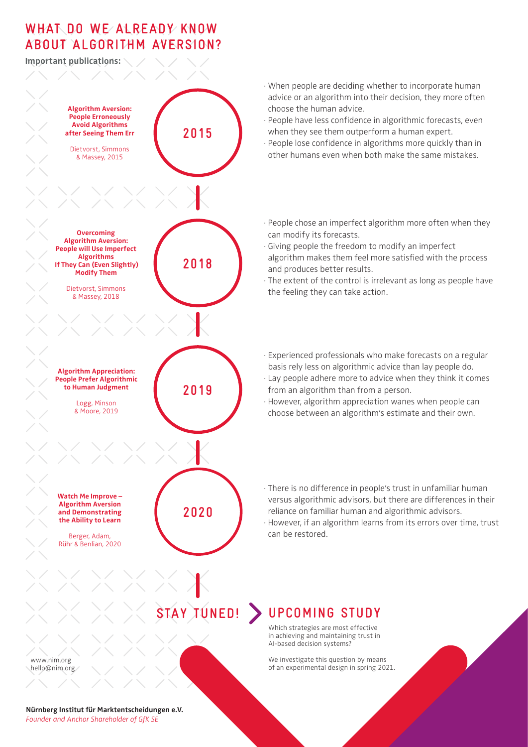# WHAT DO WE ALREADY KNOW ABOUT ALGORITHM AVERSION?

**Important publications:**

## 2015

**Algorithm Aversion: People Erroneously Avoid Algorithms after Seeing Them Err**

Dietvorst, Simmons & Massey, 2015

- When people are deciding whether to incorporate human advice or an algorithm into their decision, they more often choose the human advice.
- People have less confidence in algorithmic forecasts, even when they see them outperform a human expert.
- People lose confidence in algorithms more quickly than in other humans even when both make the same mistakes.

## 2018

**Overcoming Algorithm Aversion: People will Use Imperfect Algorithms If They Can (Even Slightly) Modify Them**

Dietvorst, Simmons & Massey, 2018

- People chose an imperfect algorithm more often when they can modify its forecasts.
- Giving people the freedom to modify an imperfect algorithm makes them feel more satisfied with the process and produces better results.
- The extent of the control is irrelevant as long as people have the feeling they can take action.

## 2019

**Algorithm Appreciation: People Prefer Algorithmic to Human Judgment**

Logg, Minson & Moore, 2019

- Experienced professionals who make forecasts on a regular basis rely less on algorithmic advice than lay people do.
- Lay people adhere more to advice when they think it comes from an algorithm than from a person.
- However, algorithm appreciation wanes when people can choose between an algorithm's estimate and their own.

## 2020

**Watch Me Improve – Algorithm Aversion and Demonstrating the Ability to Learn**

Berger, Adam, Rühr & Benlian, 2020

- There is no difference in people's trust in unfamiliar human versus algorithmic advisors, but there are differences in their reliance on familiar human and algorithmic advisors.
- However, if an algorithm learns from its errors over time, trust can be restored.

## STAY TUNED! UPCOMING STUDY

Which strategies are most effective in achieving and maintaining trust in AI-based decision systems?

We investigate this question by means of an experimental design in spring 2021.

www.nim.org
hello@nim.org

**Nürnberg Institut für Marktentscheidungen e.V.**
*Founder and Anchor Shareholder of GfK SE*